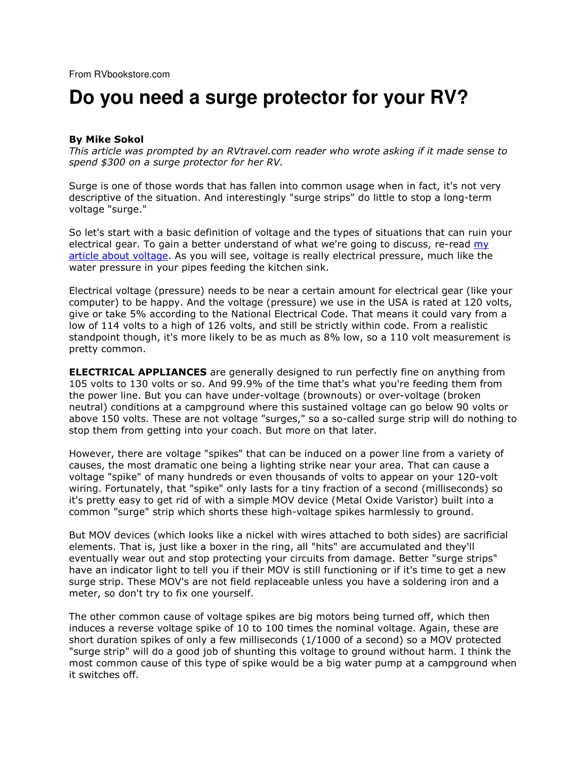From RVbookstore.com

# Do you need a surge protector for your RV?

**By Mike Sokol**

*This article was prompted by an RVtravel.com reader who wrote asking if it made sense to spend $300 on a surge protector for her RV.*

Surge is one of those words that has fallen into common usage when in fact, it's not very descriptive of the situation. And interestingly "surge strips" do little to stop a long-term voltage "surge."

So let's start with a basic definition of voltage and the types of situations that can ruin your electrical gear. To gain a better understand of what we're going to discuss, re-read my article about voltage. As you will see, voltage is really electrical pressure, much like the water pressure in your pipes feeding the kitchen sink.

Electrical voltage (pressure) needs to be near a certain amount for electrical gear (like your computer) to be happy. And the voltage (pressure) we use in the USA is rated at 120 volts, give or take 5% according to the National Electrical Code. That means it could vary from a low of 114 volts to a high of 126 volts, and still be strictly within code. From a realistic standpoint though, it's more likely to be as much as 8% low, so a 110 volt measurement is pretty common.

**ELECTRICAL APPLIANCES** are generally designed to run perfectly fine on anything from 105 volts to 130 volts or so. And 99.9% of the time that's what you're feeding them from the power line. But you can have under-voltage (brownouts) or over-voltage (broken neutral) conditions at a campground where this sustained voltage can go below 90 volts or above 150 volts. These are not voltage "surges," so a so-called surge strip will do nothing to stop them from getting into your coach. But more on that later.

However, there are voltage "spikes" that can be induced on a power line from a variety of causes, the most dramatic one being a lighting strike near your area. That can cause a voltage "spike" of many hundreds or even thousands of volts to appear on your 120-volt wiring. Fortunately, that "spike" only lasts for a tiny fraction of a second (milliseconds) so it's pretty easy to get rid of with a simple MOV device (Metal Oxide Varistor) built into a common "surge" strip which shorts these high-voltage spikes harmlessly to ground.

But MOV devices (which looks like a nickel with wires attached to both sides) are sacrificial elements. That is, just like a boxer in the ring, all "hits" are accumulated and they'll eventually wear out and stop protecting your circuits from damage. Better "surge strips" have an indicator light to tell you if their MOV is still functioning or if it's time to get a new surge strip. These MOV's are not field replaceable unless you have a soldering iron and a meter, so don't try to fix one yourself.

The other common cause of voltage spikes are big motors being turned off, which then induces a reverse voltage spike of 10 to 100 times the nominal voltage. Again, these are short duration spikes of only a few milliseconds (1/1000 of a second) so a MOV protected "surge strip" will do a good job of shunting this voltage to ground without harm. I think the most common cause of this type of spike would be a big water pump at a campground when it switches off.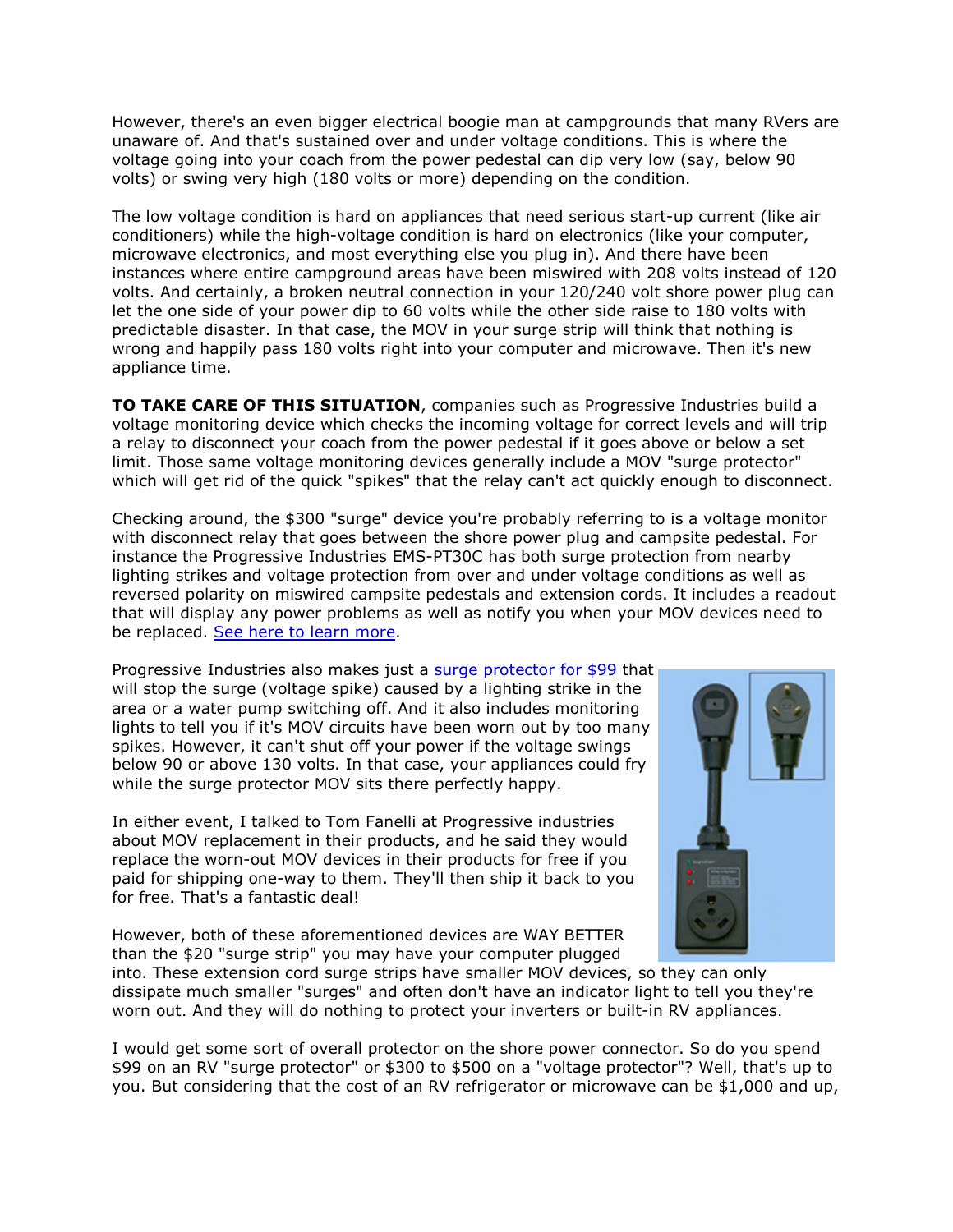However, there's an even bigger electrical boogie man at campgrounds that many RVers are unaware of. And that's sustained over and under voltage conditions. This is where the voltage going into your coach from the power pedestal can dip very low (say, below 90 volts) or swing very high (180 volts or more) depending on the condition.

The low voltage condition is hard on appliances that need serious start-up current (like air conditioners) while the high-voltage condition is hard on electronics (like your computer, microwave electronics, and most everything else you plug in). And there have been instances where entire campground areas have been miswired with 208 volts instead of 120 volts. And certainly, a broken neutral connection in your 120/240 volt shore power plug can let the one side of your power dip to 60 volts while the other side raise to 180 volts with predictable disaster. In that case, the MOV in your surge strip will think that nothing is wrong and happily pass 180 volts right into your computer and microwave. Then it's new appliance time.

**TO TAKE CARE OF THIS SITUATION**, companies such as Progressive Industries build a voltage monitoring device which checks the incoming voltage for correct levels and will trip a relay to disconnect your coach from the power pedestal if it goes above or below a set limit. Those same voltage monitoring devices generally include a MOV "surge protector" which will get rid of the quick "spikes" that the relay can't act quickly enough to disconnect.

Checking around, the $300 "surge" device you're probably referring to is a voltage monitor with disconnect relay that goes between the shore power plug and campsite pedestal. For instance the Progressive Industries EMS-PT30C has both surge protection from nearby lighting strikes and voltage protection from over and under voltage conditions as well as reversed polarity on miswired campsite pedestals and extension cords. It includes a readout that will display any power problems as well as notify you when your MOV devices need to be replaced. [See here to learn more](#).

Progressive Industries also makes just a [surge protector for $99](#) that will stop the surge (voltage spike) caused by a lighting strike in the area or a water pump switching off. And it also includes monitoring lights to tell you if it's MOV circuits have been worn out by too many spikes. However, it can't shut off your power if the voltage swings below 90 or above 130 volts. In that case, your appliances could fry while the surge protector MOV sits there perfectly happy.

In either event, I talked to Tom Fanelli at Progressive industries about MOV replacement in their products, and he said they would replace the worn-out MOV devices in their products for free if you paid for shipping one-way to them. They'll then ship it back to you for free. That's a fantastic deal!

However, both of these aforementioned devices are WAY BETTER than the $20 "surge strip" you may have your computer plugged into. These extension cord surge strips have smaller MOV devices, so they can only dissipate much smaller "surges" and often don't have an indicator light to tell you they're worn out. And they will do nothing to protect your inverters or built-in RV appliances.

I would get some sort of overall protector on the shore power connector. So do you spend $99 on an RV "surge protector" or $300 to $500 on a "voltage protector"? Well, that's up to you. But considering that the cost of an RV refrigerator or microwave can be $1,000 and up,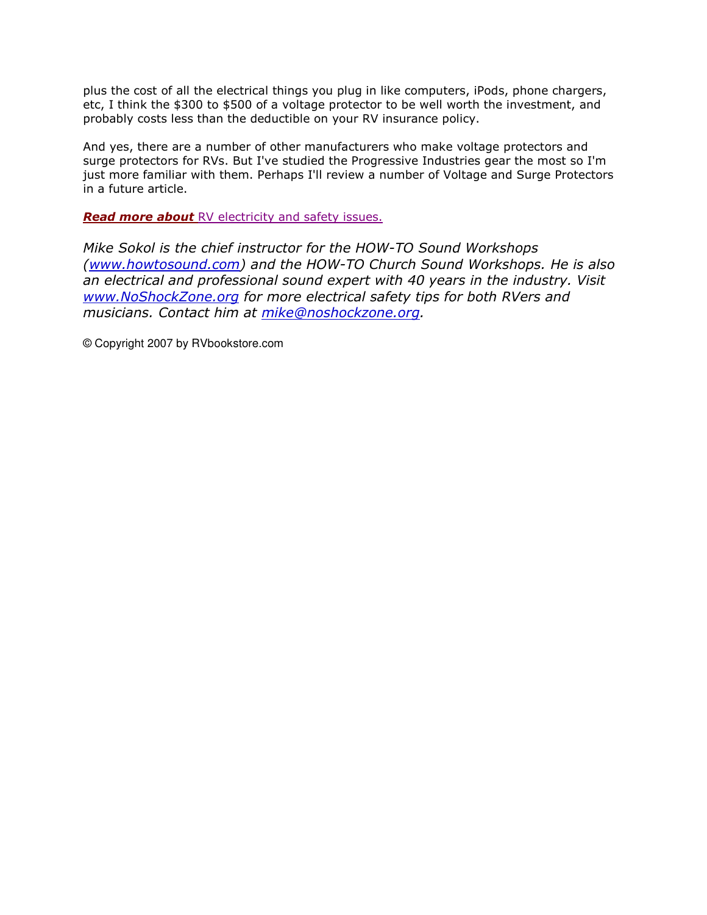plus the cost of all the electrical things you plug in like computers, iPods, phone chargers, etc, I think the $300 to $500 of a voltage protector to be well worth the investment, and probably costs less than the deductible on your RV insurance policy.

And yes, there are a number of other manufacturers who make voltage protectors and surge protectors for RVs. But I've studied the Progressive Industries gear the most so I'm just more familiar with them. Perhaps I'll review a number of Voltage and Surge Protectors in a future article.

***Read more about*** RV electricity and safety issues.

*Mike Sokol is the chief instructor for the HOW-TO Sound Workshops (www.howtosound.com) and the HOW-TO Church Sound Workshops. He is also an electrical and professional sound expert with 40 years in the industry. Visit www.NoShockZone.org for more electrical safety tips for both RVers and musicians. Contact him at mike@noshockzone.org.*

© Copyright 2007 by RVbookstore.com